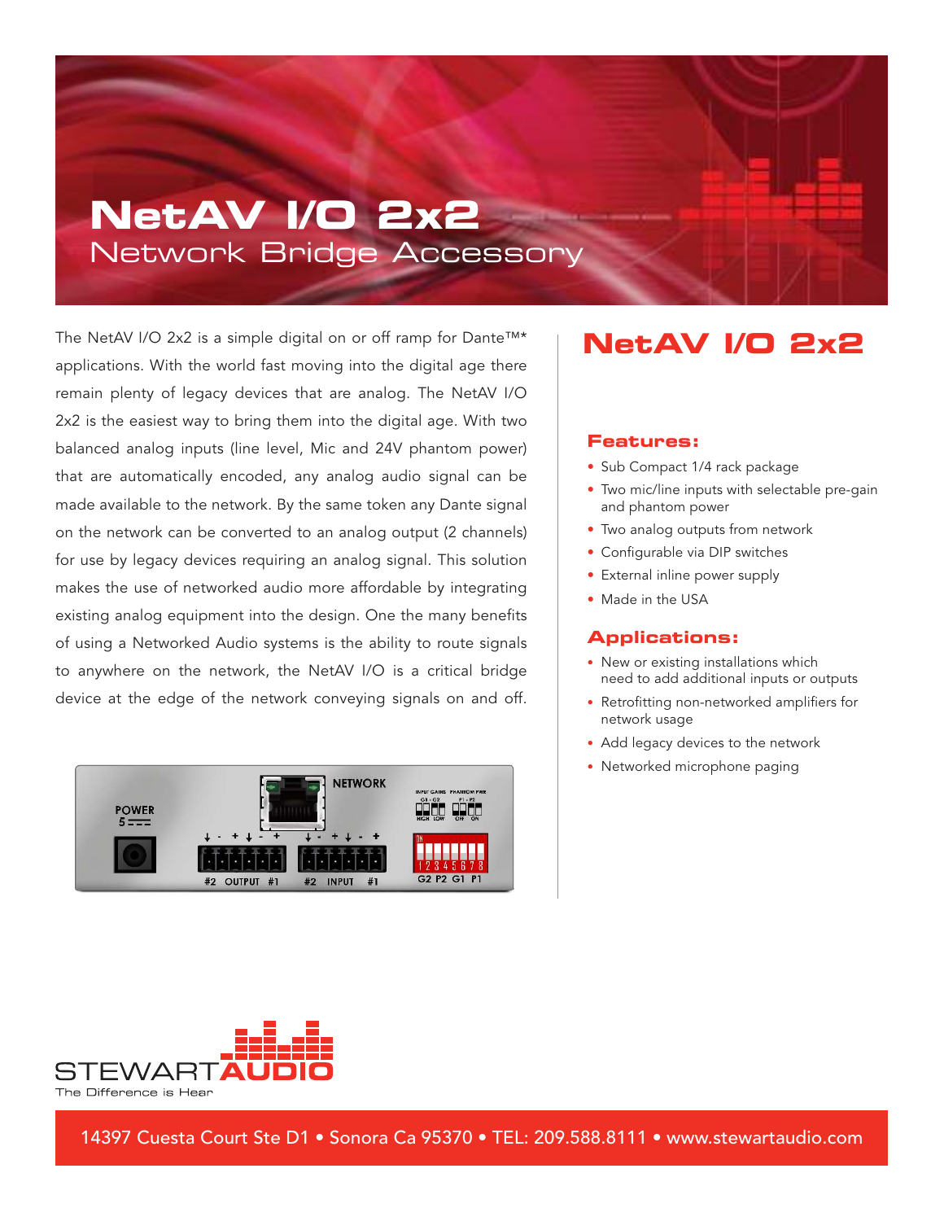# NetAV I/O 2x2

## Network Bridge Accessory

The NetAV I/O 2x2 is a simple digital on or off ramp for Dante™* applications. With the world fast moving into the digital age there remain plenty of legacy devices that are analog. The NetAV I/O 2x2 is the easiest way to bring them into the digital age. With two balanced analog inputs (line level, Mic and 24V phantom power) that are automatically encoded, any analog audio signal can be made available to the network. By the same token any Dante signal on the network can be converted to an analog output (2 channels) for use by legacy devices requiring an analog signal. This solution makes the use of networked audio more affordable by integrating existing analog equipment into the design. One the many benefits of using a Networked Audio systems is the ability to route signals to anywhere on the network, the NetAV I/O is a critical bridge device at the edge of the network conveying signals on and off.

## NetAV I/O 2x2

### Features:

- Sub Compact 1/4 rack package
- Two mic/line inputs with selectable pre-gain and phantom power
- Two analog outputs from network
- Configurable via DIP switches
- External inline power supply
- Made in the USA

### Applications:

- New or existing installations which need to add additional inputs or outputs
- Retrofitting non-networked amplifiers for network usage
- Add legacy devices to the network
- Networked microphone paging

STEWART AUDIO
The Difference is Hear

14397 Cuesta Court Ste D1 • Sonora Ca 95370 • TEL: 209.588.8111 • www.stewartaudio.com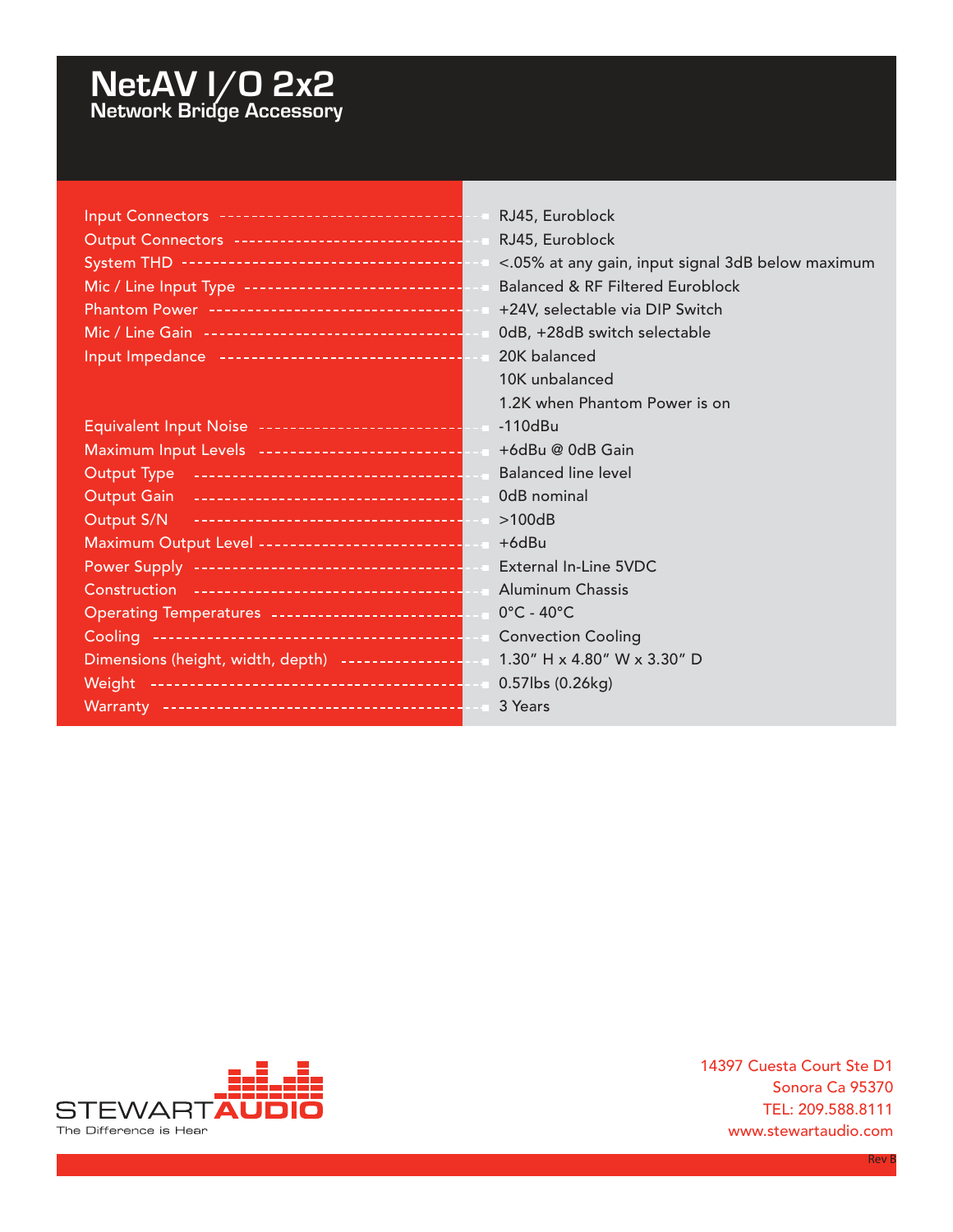# NetAV I/O 2x2

## Network Bridge Accessory

| | |
|---|---|
| Input Connectors | RJ45, Euroblock |
| Output Connectors | RJ45, Euroblock |
| System THD | <.05% at any gain, input signal 3dB below maximum |
| Mic / Line Input Type | Balanced & RF Filtered Euroblock |
| Phantom Power | +24V, selectable via DIP Switch |
| Mic / Line Gain | 0dB, +28dB switch selectable |
| Input Impedance | 20K balanced<br>10K unbalanced<br>1.2K when Phantom Power is on |
| Equivalent Input Noise | -110dBu |
| Maximum Input Levels | +6dBu @ 0dB Gain |
| Output Type | Balanced line level |
| Output Gain | 0dB nominal |
| Output S/N | >100dB |
| Maximum Output Level | +6dBu |
| Power Supply | External In-Line 5VDC |
| Construction | Aluminum Chassis |
| Operating Temperatures | 0°C - 40°C |
| Cooling | Convection Cooling |
| Dimensions (height, width, depth) | 1.30" H x 4.80" W x 3.30" D |
| Weight | 0.57lbs (0.26kg) |
| Warranty | 3 Years |

STEWARTAUDIO
The Difference is Hear

14397 Cuesta Court Ste D1
Sonora Ca 95370
TEL: 209.588.8111
www.stewartaudio.com

Rev B